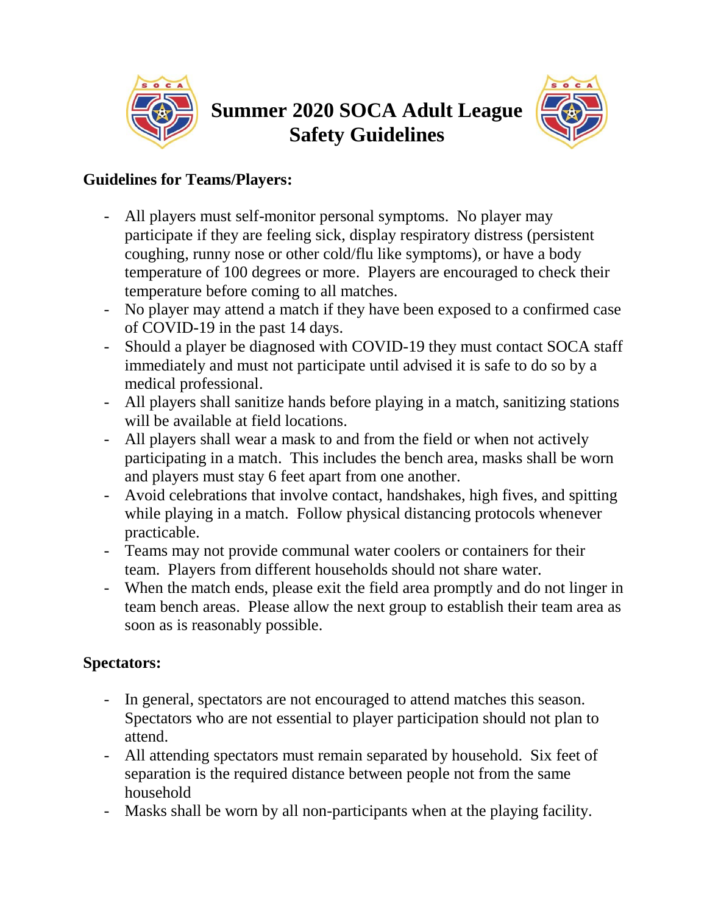# Summer 2020 SOCA Adult League Safety Guidelines

**Guidelines for Teams/Players:**

- All players must self-monitor personal symptoms. No player may participate if they are feeling sick, display respiratory distress (persistent coughing, runny nose or other cold/flu like symptoms), or have a body temperature of 100 degrees or more. Players are encouraged to check their temperature before coming to all matches.
- No player may attend a match if they have been exposed to a confirmed case of COVID-19 in the past 14 days.
- Should a player be diagnosed with COVID-19 they must contact SOCA staff immediately and must not participate until advised it is safe to do so by a medical professional.
- All players shall sanitize hands before playing in a match, sanitizing stations will be available at field locations.
- All players shall wear a mask to and from the field or when not actively participating in a match. This includes the bench area, masks shall be worn and players must stay 6 feet apart from one another.
- Avoid celebrations that involve contact, handshakes, high fives, and spitting while playing in a match. Follow physical distancing protocols whenever practicable.
- Teams may not provide communal water coolers or containers for their team. Players from different households should not share water.
- When the match ends, please exit the field area promptly and do not linger in team bench areas. Please allow the next group to establish their team area as soon as is reasonably possible.

**Spectators:**

- In general, spectators are not encouraged to attend matches this season. Spectators who are not essential to player participation should not plan to attend.
- All attending spectators must remain separated by household. Six feet of separation is the required distance between people not from the same household
- Masks shall be worn by all non-participants when at the playing facility.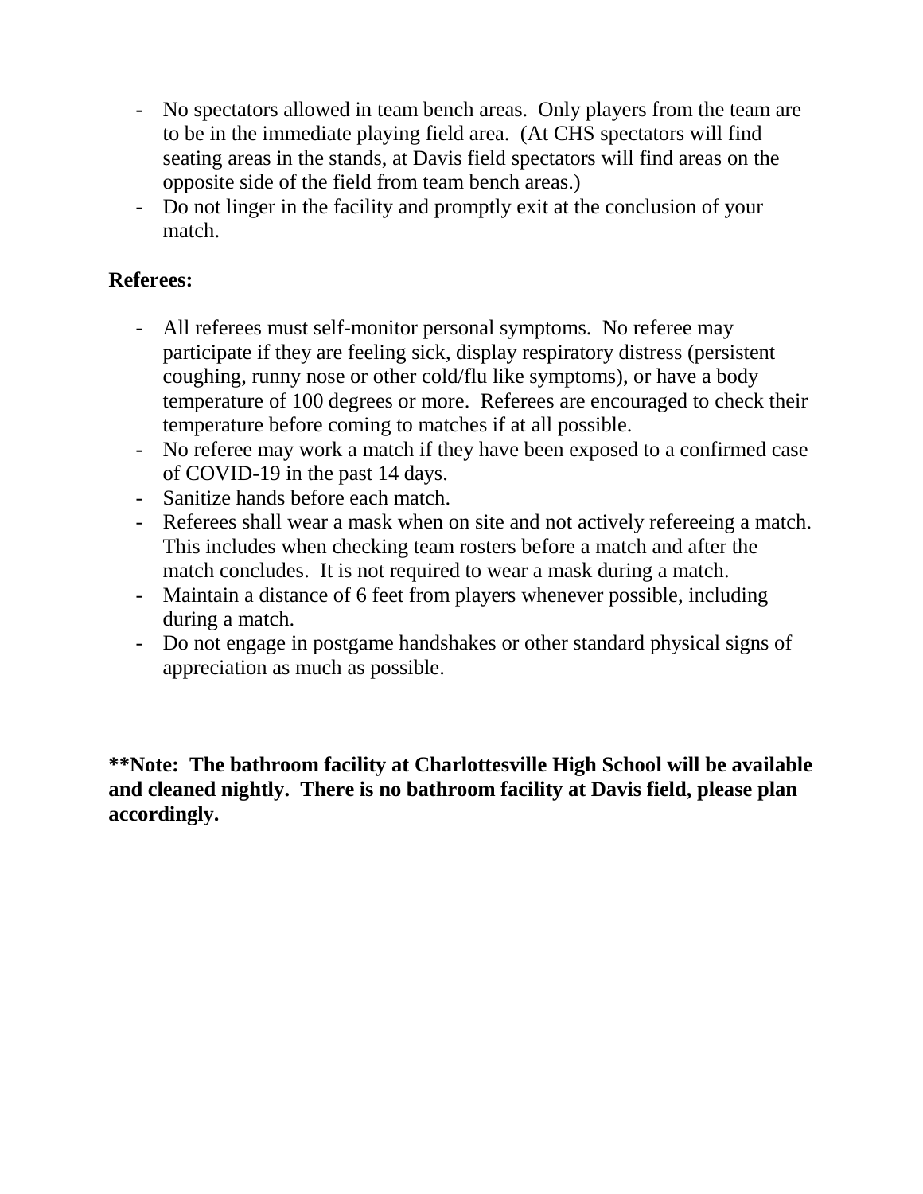- No spectators allowed in team bench areas. Only players from the team are to be in the immediate playing field area. (At CHS spectators will find seating areas in the stands, at Davis field spectators will find areas on the opposite side of the field from team bench areas.)
- Do not linger in the facility and promptly exit at the conclusion of your match.

**Referees:**

- All referees must self-monitor personal symptoms. No referee may participate if they are feeling sick, display respiratory distress (persistent coughing, runny nose or other cold/flu like symptoms), or have a body temperature of 100 degrees or more. Referees are encouraged to check their temperature before coming to matches if at all possible.
- No referee may work a match if they have been exposed to a confirmed case of COVID-19 in the past 14 days.
- Sanitize hands before each match.
- Referees shall wear a mask when on site and not actively refereeing a match. This includes when checking team rosters before a match and after the match concludes. It is not required to wear a mask during a match.
- Maintain a distance of 6 feet from players whenever possible, including during a match.
- Do not engage in postgame handshakes or other standard physical signs of appreciation as much as possible.

**\*\*Note: The bathroom facility at Charlottesville High School will be available and cleaned nightly. There is no bathroom facility at Davis field, please plan accordingly.**